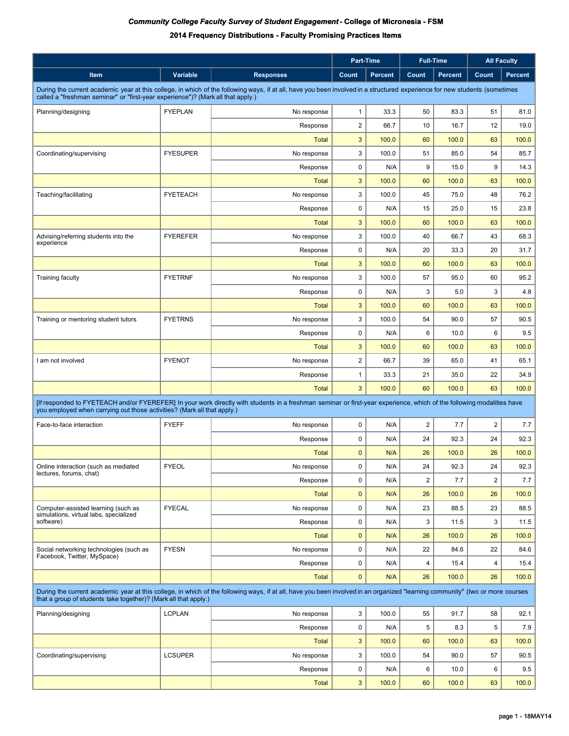**_Community College Faculty Survey of Student Engagement_ - College of Micronesia - FSM**

**2014 Frequency Distributions - Faculty Promising Practices Items**

| | | | Part-Time | | Full-Time | | All Faculty | |
|---|---|---|---|---|---|---|---|---|
| **Item** | **Variable** | **Responses** | **Count** | **Percent** | **Count** | **Percent** | **Count** | **Percent** |
| During the current academic year at this college, in which of the following ways, if at all, have you been involved in a structured experience for new students (sometimes called a "freshman seminar" or "first-year experience")? (Mark all that apply.) | | | | | | | | |
| Planning/designing | FYEPLAN | No response | 1 | 33.3 | 50 | 83.3 | 51 | 81.0 |
| | | Response | 2 | 66.7 | 10 | 16.7 | 12 | 19.0 |
| | | Total | 3 | 100.0 | 60 | 100.0 | 63 | 100.0 |
| Coordinating/supervising | FYESUPER | No response | 3 | 100.0 | 51 | 85.0 | 54 | 85.7 |
| | | Response | 0 | N/A | 9 | 15.0 | 9 | 14.3 |
| | | Total | 3 | 100.0 | 60 | 100.0 | 63 | 100.0 |
| Teaching/facilitating | FYETEACH | No response | 3 | 100.0 | 45 | 75.0 | 48 | 76.2 |
| | | Response | 0 | N/A | 15 | 25.0 | 15 | 23.8 |
| | | Total | 3 | 100.0 | 60 | 100.0 | 63 | 100.0 |
| Advising/referring students into the experience | FYEREFER | No response | 3 | 100.0 | 40 | 66.7 | 43 | 68.3 |
| | | Response | 0 | N/A | 20 | 33.3 | 20 | 31.7 |
| | | Total | 3 | 100.0 | 60 | 100.0 | 63 | 100.0 |
| Training faculty | FYETRNF | No response | 3 | 100.0 | 57 | 95.0 | 60 | 95.2 |
| | | Response | 0 | N/A | 3 | 5.0 | 3 | 4.8 |
| | | Total | 3 | 100.0 | 60 | 100.0 | 63 | 100.0 |
| Training or mentoring student tutors | FYETRNS | No response | 3 | 100.0 | 54 | 90.0 | 57 | 90.5 |
| | | Response | 0 | N/A | 6 | 10.0 | 6 | 9.5 |
| | | Total | 3 | 100.0 | 60 | 100.0 | 63 | 100.0 |
| I am not involved | FYENOT | No response | 2 | 66.7 | 39 | 65.0 | 41 | 65.1 |
| | | Response | 1 | 33.3 | 21 | 35.0 | 22 | 34.9 |
| | | Total | 3 | 100.0 | 60 | 100.0 | 63 | 100.0 |
| [If responded to FYETEACH and/or FYEREFER] In your work directly with students in a freshman seminar or first-year experience, which of the following modalities have you employed when carrying out those activities? (Mark all that apply.) | | | | | | | | |
| Face-to-face interaction | FYEFF | No response | 0 | N/A | 2 | 7.7 | 2 | 7.7 |
| | | Response | 0 | N/A | 24 | 92.3 | 24 | 92.3 |
| | | Total | 0 | N/A | 26 | 100.0 | 26 | 100.0 |
| Online interaction (such as mediated lectures, forums, chat) | FYEOL | No response | 0 | N/A | 24 | 92.3 | 24 | 92.3 |
| | | Response | 0 | N/A | 2 | 7.7 | 2 | 7.7 |
| | | Total | 0 | N/A | 26 | 100.0 | 26 | 100.0 |
| Computer-assisted learning (such as simulations, virtual labs, specialized software) | FYECAL | No response | 0 | N/A | 23 | 88.5 | 23 | 88.5 |
| | | Response | 0 | N/A | 3 | 11.5 | 3 | 11.5 |
| | | Total | 0 | N/A | 26 | 100.0 | 26 | 100.0 |
| Social networking technologies (such as Facebook, Twitter, MySpace) | FYESN | No response | 0 | N/A | 22 | 84.6 | 22 | 84.6 |
| | | Response | 0 | N/A | 4 | 15.4 | 4 | 15.4 |
| | | Total | 0 | N/A | 26 | 100.0 | 26 | 100.0 |
| During the current academic year at this college, in which of the following ways, if at all, have you been involved in an organized "learning community" (two or more courses that a group of students take together)? (Mark all that apply.) | | | | | | | | |
| Planning/designing | LCPLAN | No response | 3 | 100.0 | 55 | 91.7 | 58 | 92.1 |
| | | Response | 0 | N/A | 5 | 8.3 | 5 | 7.9 |
| | | Total | 3 | 100.0 | 60 | 100.0 | 63 | 100.0 |
| Coordinating/supervising | LCSUPER | No response | 3 | 100.0 | 54 | 90.0 | 57 | 90.5 |
| | | Response | 0 | N/A | 6 | 10.0 | 6 | 9.5 |
| | | Total | 3 | 100.0 | 60 | 100.0 | 63 | 100.0 |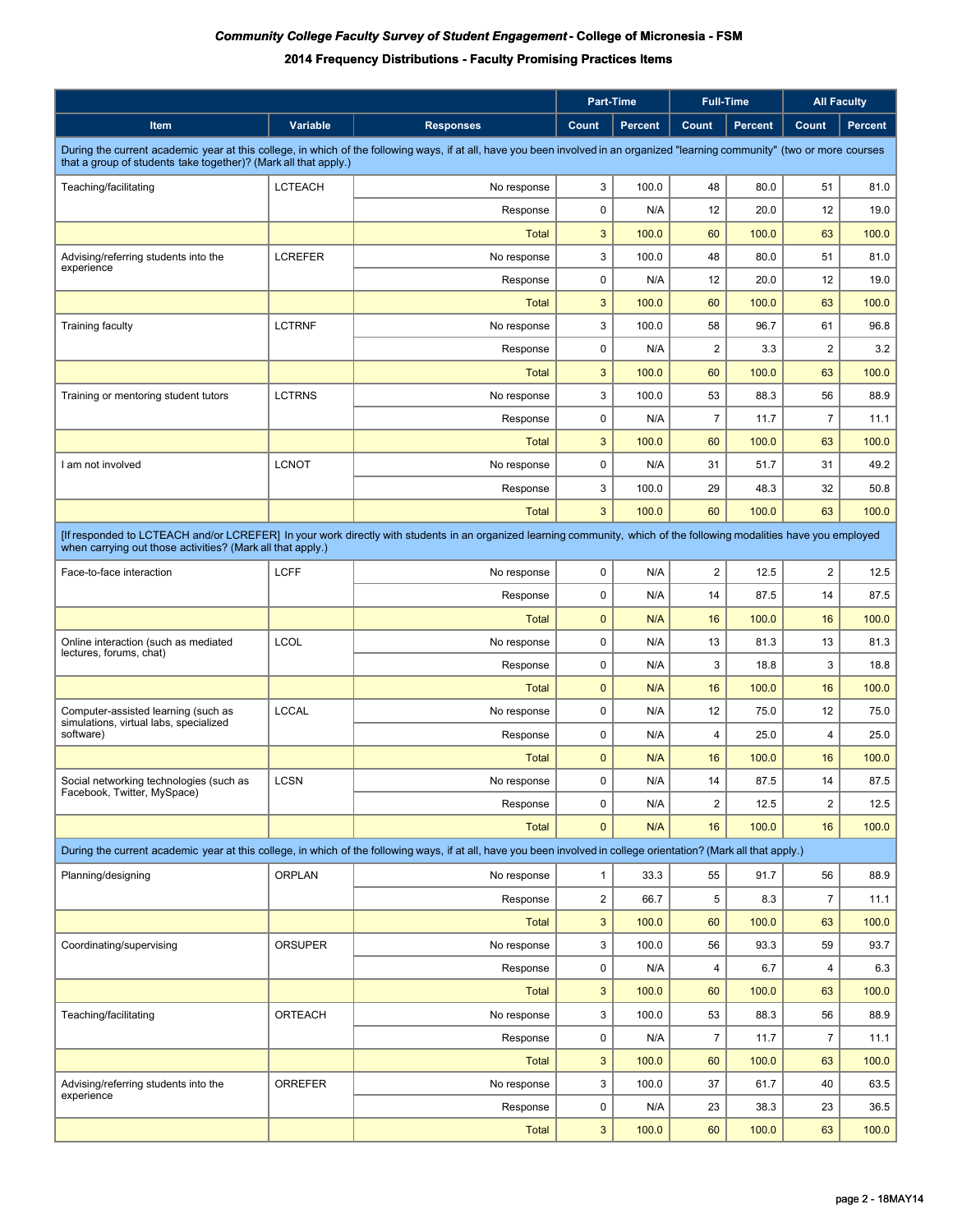## *Community College Faculty Survey of Student Engagement* - College of Micronesia - FSM

### 2014 Frequency Distributions - Faculty Promising Practices Items

| | | | Part-Time | | Full-Time | | All Faculty | |
|---|---|---|---|---|---|---|---|---|
| Item | Variable | Responses | Count | Percent | Count | Percent | Count | Percent |
| During the current academic year at this college, in which of the following ways, if at all, have you been involved in an organized "learning community" (two or more courses that a group of students take together)? (Mark all that apply.) | | | | | | | | |
| Teaching/facilitating | LCTEACH | No response | 3 | 100.0 | 48 | 80.0 | 51 | 81.0 |
| | | Response | 0 | N/A | 12 | 20.0 | 12 | 19.0 |
| | | Total | 3 | 100.0 | 60 | 100.0 | 63 | 100.0 |
| Advising/referring students into the experience | LCREFER | No response | 3 | 100.0 | 48 | 80.0 | 51 | 81.0 |
| | | Response | 0 | N/A | 12 | 20.0 | 12 | 19.0 |
| | | Total | 3 | 100.0 | 60 | 100.0 | 63 | 100.0 |
| Training faculty | LCTRNF | No response | 3 | 100.0 | 58 | 96.7 | 61 | 96.8 |
| | | Response | 0 | N/A | 2 | 3.3 | 2 | 3.2 |
| | | Total | 3 | 100.0 | 60 | 100.0 | 63 | 100.0 |
| Training or mentoring student tutors | LCTRNS | No response | 3 | 100.0 | 53 | 88.3 | 56 | 88.9 |
| | | Response | 0 | N/A | 7 | 11.7 | 7 | 11.1 |
| | | Total | 3 | 100.0 | 60 | 100.0 | 63 | 100.0 |
| I am not involved | LCNOT | No response | 0 | N/A | 31 | 51.7 | 31 | 49.2 |
| | | Response | 3 | 100.0 | 29 | 48.3 | 32 | 50.8 |
| | | Total | 3 | 100.0 | 60 | 100.0 | 63 | 100.0 |
| [If responded to LCTEACH and/or LCREFER] In your work directly with students in an organized learning community, which of the following modalities have you employed when carrying out those activities? (Mark all that apply.) | | | | | | | | |
| Face-to-face interaction | LCFF | No response | 0 | N/A | 2 | 12.5 | 2 | 12.5 |
| | | Response | 0 | N/A | 14 | 87.5 | 14 | 87.5 |
| | | Total | 0 | N/A | 16 | 100.0 | 16 | 100.0 |
| Online interaction (such as mediated lectures, forums, chat) | LCOL | No response | 0 | N/A | 13 | 81.3 | 13 | 81.3 |
| | | Response | 0 | N/A | 3 | 18.8 | 3 | 18.8 |
| | | Total | 0 | N/A | 16 | 100.0 | 16 | 100.0 |
| Computer-assisted learning (such as simulations, virtual labs, specialized software) | LCCAL | No response | 0 | N/A | 12 | 75.0 | 12 | 75.0 |
| | | Response | 0 | N/A | 4 | 25.0 | 4 | 25.0 |
| | | Total | 0 | N/A | 16 | 100.0 | 16 | 100.0 |
| Social networking technologies (such as Facebook, Twitter, MySpace) | LCSN | No response | 0 | N/A | 14 | 87.5 | 14 | 87.5 |
| | | Response | 0 | N/A | 2 | 12.5 | 2 | 12.5 |
| | | Total | 0 | N/A | 16 | 100.0 | 16 | 100.0 |
| During the current academic year at this college, in which of the following ways, if at all, have you been involved in college orientation? (Mark all that apply.) | | | | | | | | |
| Planning/designing | ORPLAN | No response | 1 | 33.3 | 55 | 91.7 | 56 | 88.9 |
| | | Response | 2 | 66.7 | 5 | 8.3 | 7 | 11.1 |
| | | Total | 3 | 100.0 | 60 | 100.0 | 63 | 100.0 |
| Coordinating/supervising | ORSUPER | No response | 3 | 100.0 | 56 | 93.3 | 59 | 93.7 |
| | | Response | 0 | N/A | 4 | 6.7 | 4 | 6.3 |
| | | Total | 3 | 100.0 | 60 | 100.0 | 63 | 100.0 |
| Teaching/facilitating | ORTEACH | No response | 3 | 100.0 | 53 | 88.3 | 56 | 88.9 |
| | | Response | 0 | N/A | 7 | 11.7 | 7 | 11.1 |
| | | Total | 3 | 100.0 | 60 | 100.0 | 63 | 100.0 |
| Advising/referring students into the experience | ORREFER | No response | 3 | 100.0 | 37 | 61.7 | 40 | 63.5 |
| | | Response | 0 | N/A | 23 | 38.3 | 23 | 36.5 |
| | | Total | 3 | 100.0 | 60 | 100.0 | 63 | 100.0 |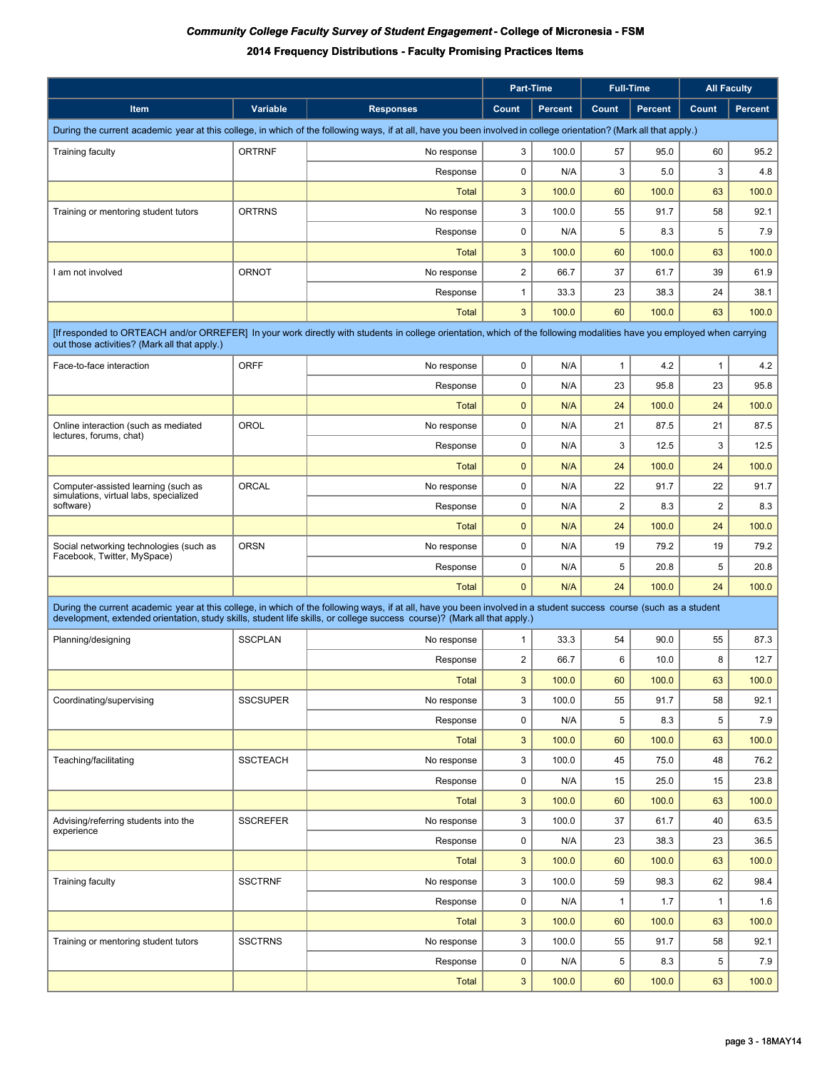# *Community College Faculty Survey of Student Engagement* - College of Micronesia - FSM

## 2014 Frequency Distributions - Faculty Promising Practices Items

| | | | Part-Time | | Full-Time | | All Faculty | |
|---|---|---|---|---|---|---|---|---|
| **Item** | **Variable** | **Responses** | **Count** | **Percent** | **Count** | **Percent** | **Count** | **Percent** |
| During the current academic year at this college, in which of the following ways, if at all, have you been involved in college orientation? (Mark all that apply.) | | | | | | | | |
| Training faculty | ORTRNF | No response | 3 | 100.0 | 57 | 95.0 | 60 | 95.2 |
| | | Response | 0 | N/A | 3 | 5.0 | 3 | 4.8 |
| | | Total | 3 | 100.0 | 60 | 100.0 | 63 | 100.0 |
| Training or mentoring student tutors | ORTRNS | No response | 3 | 100.0 | 55 | 91.7 | 58 | 92.1 |
| | | Response | 0 | N/A | 5 | 8.3 | 5 | 7.9 |
| | | Total | 3 | 100.0 | 60 | 100.0 | 63 | 100.0 |
| I am not involved | ORNOT | No response | 2 | 66.7 | 37 | 61.7 | 39 | 61.9 |
| | | Response | 1 | 33.3 | 23 | 38.3 | 24 | 38.1 |
| | | Total | 3 | 100.0 | 60 | 100.0 | 63 | 100.0 |
| [If responded to ORTEACH and/or ORREFER] In your work directly with students in college orientation, which of the following modalities have you employed when carrying out those activities? (Mark all that apply.) | | | | | | | | |
| Face-to-face interaction | ORFF | No response | 0 | N/A | 1 | 4.2 | 1 | 4.2 |
| | | Response | 0 | N/A | 23 | 95.8 | 23 | 95.8 |
| | | Total | 0 | N/A | 24 | 100.0 | 24 | 100.0 |
| Online interaction (such as mediated lectures, forums, chat) | OROL | No response | 0 | N/A | 21 | 87.5 | 21 | 87.5 |
| | | Response | 0 | N/A | 3 | 12.5 | 3 | 12.5 |
| | | Total | 0 | N/A | 24 | 100.0 | 24 | 100.0 |
| Computer-assisted learning (such as simulations, virtual labs, specialized software) | ORCAL | No response | 0 | N/A | 22 | 91.7 | 22 | 91.7 |
| | | Response | 0 | N/A | 2 | 8.3 | 2 | 8.3 |
| | | Total | 0 | N/A | 24 | 100.0 | 24 | 100.0 |
| Social networking technologies (such as Facebook, Twitter, MySpace) | ORSN | No response | 0 | N/A | 19 | 79.2 | 19 | 79.2 |
| | | Response | 0 | N/A | 5 | 20.8 | 5 | 20.8 |
| | | Total | 0 | N/A | 24 | 100.0 | 24 | 100.0 |
| During the current academic year at this college, in which of the following ways, if at all, have you been involved in a student success course (such as a student development, extended orientation, study skills, student life skills, or college success course)? (Mark all that apply.) | | | | | | | | |
| Planning/designing | SSCPLAN | No response | 1 | 33.3 | 54 | 90.0 | 55 | 87.3 |
| | | Response | 2 | 66.7 | 6 | 10.0 | 8 | 12.7 |
| | | Total | 3 | 100.0 | 60 | 100.0 | 63 | 100.0 |
| Coordinating/supervising | SSCSUPER | No response | 3 | 100.0 | 55 | 91.7 | 58 | 92.1 |
| | | Response | 0 | N/A | 5 | 8.3 | 5 | 7.9 |
| | | Total | 3 | 100.0 | 60 | 100.0 | 63 | 100.0 |
| Teaching/facilitating | SSCTEACH | No response | 3 | 100.0 | 45 | 75.0 | 48 | 76.2 |
| | | Response | 0 | N/A | 15 | 25.0 | 15 | 23.8 |
| | | Total | 3 | 100.0 | 60 | 100.0 | 63 | 100.0 |
| Advising/referring students into the experience | SSCREFER | No response | 3 | 100.0 | 37 | 61.7 | 40 | 63.5 |
| | | Response | 0 | N/A | 23 | 38.3 | 23 | 36.5 |
| | | Total | 3 | 100.0 | 60 | 100.0 | 63 | 100.0 |
| Training faculty | SSCTRNF | No response | 3 | 100.0 | 59 | 98.3 | 62 | 98.4 |
| | | Response | 0 | N/A | 1 | 1.7 | 1 | 1.6 |
| | | Total | 3 | 100.0 | 60 | 100.0 | 63 | 100.0 |
| Training or mentoring student tutors | SSCTRNS | No response | 3 | 100.0 | 55 | 91.7 | 58 | 92.1 |
| | | Response | 0 | N/A | 5 | 8.3 | 5 | 7.9 |
| | | Total | 3 | 100.0 | 60 | 100.0 | 63 | 100.0 |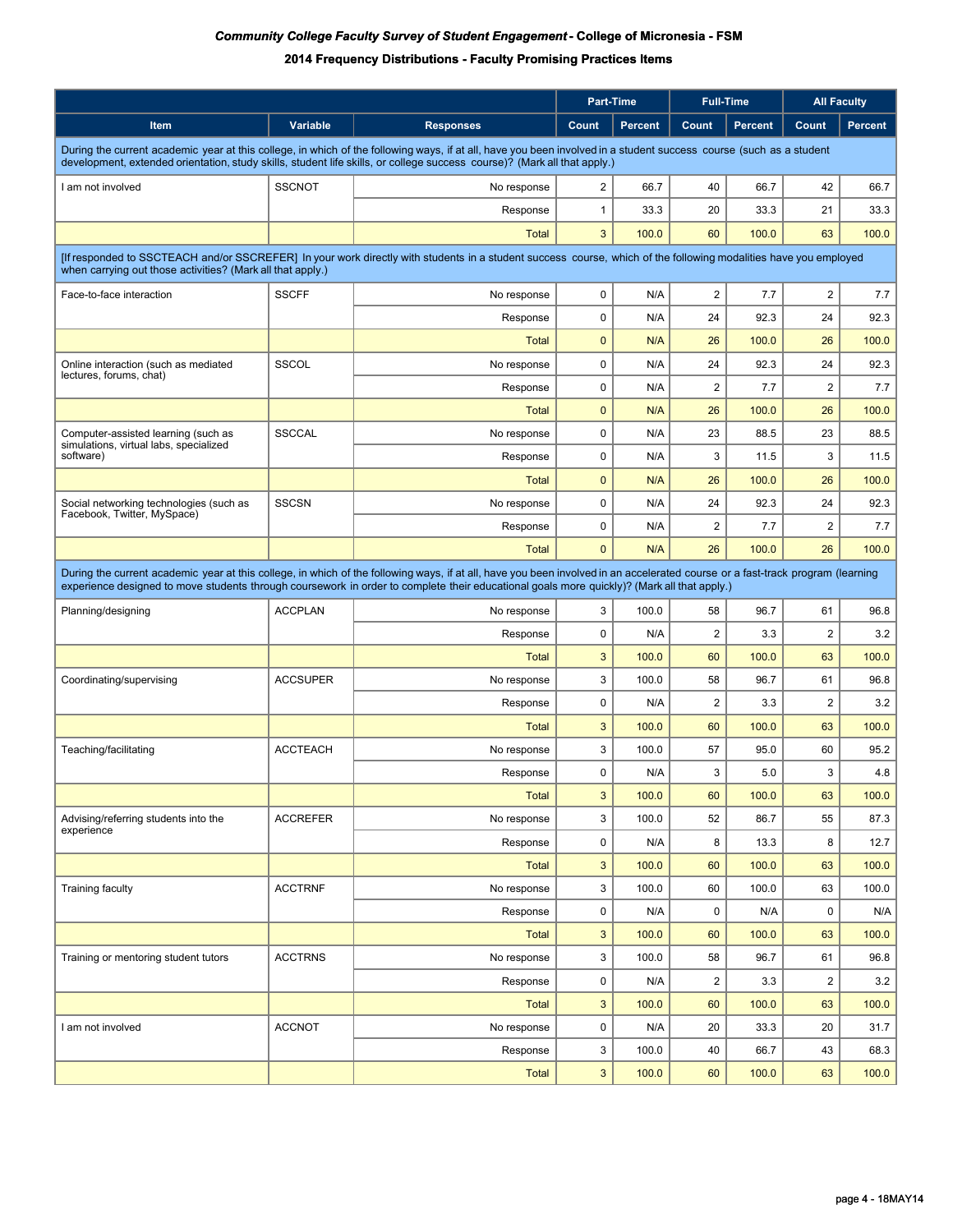# *Community College Faculty Survey of Student Engagement* - College of Micronesia - FSM

## 2014 Frequency Distributions - Faculty Promising Practices Items

| | | | Part-Time | | Full-Time | | All Faculty | |
|---|---|---|---|---|---|---|---|---|
| **Item** | **Variable** | **Responses** | **Count** | **Percent** | **Count** | **Percent** | **Count** | **Percent** |
| During the current academic year at this college, in which of the following ways, if at all, have you been involved in a student success course (such as a student development, extended orientation, study skills, student life skills, or college success course)? (Mark all that apply.) | | | | | | | | |
| I am not involved | SSCNOT | No response | 2 | 66.7 | 40 | 66.7 | 42 | 66.7 |
| | | Response | 1 | 33.3 | 20 | 33.3 | 21 | 33.3 |
| | | Total | 3 | 100.0 | 60 | 100.0 | 63 | 100.0 |
| [If responded to SSCTEACH and/or SSCREFER] In your work directly with students in a student success course, which of the following modalities have you employed when carrying out those activities? (Mark all that apply.) | | | | | | | | |
| Face-to-face interaction | SSCFF | No response | 0 | N/A | 2 | 7.7 | 2 | 7.7 |
| | | Response | 0 | N/A | 24 | 92.3 | 24 | 92.3 |
| | | Total | 0 | N/A | 26 | 100.0 | 26 | 100.0 |
| Online interaction (such as mediated lectures, forums, chat) | SSCOL | No response | 0 | N/A | 24 | 92.3 | 24 | 92.3 |
| | | Response | 0 | N/A | 2 | 7.7 | 2 | 7.7 |
| | | Total | 0 | N/A | 26 | 100.0 | 26 | 100.0 |
| Computer-assisted learning (such as simulations, virtual labs, specialized software) | SSCCAL | No response | 0 | N/A | 23 | 88.5 | 23 | 88.5 |
| | | Response | 0 | N/A | 3 | 11.5 | 3 | 11.5 |
| | | Total | 0 | N/A | 26 | 100.0 | 26 | 100.0 |
| Social networking technologies (such as Facebook, Twitter, MySpace) | SSCSN | No response | 0 | N/A | 24 | 92.3 | 24 | 92.3 |
| | | Response | 0 | N/A | 2 | 7.7 | 2 | 7.7 |
| | | Total | 0 | N/A | 26 | 100.0 | 26 | 100.0 |
| During the current academic year at this college, in which of the following ways, if at all, have you been involved in an accelerated course or a fast-track program (learning experience designed to move students through coursework in order to complete their educational goals more quickly)? (Mark all that apply.) | | | | | | | | |
| Planning/designing | ACCPLAN | No response | 3 | 100.0 | 58 | 96.7 | 61 | 96.8 |
| | | Response | 0 | N/A | 2 | 3.3 | 2 | 3.2 |
| | | Total | 3 | 100.0 | 60 | 100.0 | 63 | 100.0 |
| Coordinating/supervising | ACCSUPER | No response | 3 | 100.0 | 58 | 96.7 | 61 | 96.8 |
| | | Response | 0 | N/A | 2 | 3.3 | 2 | 3.2 |
| | | Total | 3 | 100.0 | 60 | 100.0 | 63 | 100.0 |
| Teaching/facilitating | ACCTEACH | No response | 3 | 100.0 | 57 | 95.0 | 60 | 95.2 |
| | | Response | 0 | N/A | 3 | 5.0 | 3 | 4.8 |
| | | Total | 3 | 100.0 | 60 | 100.0 | 63 | 100.0 |
| Advising/referring students into the experience | ACCREFER | No response | 3 | 100.0 | 52 | 86.7 | 55 | 87.3 |
| | | Response | 0 | N/A | 8 | 13.3 | 8 | 12.7 |
| | | Total | 3 | 100.0 | 60 | 100.0 | 63 | 100.0 |
| Training faculty | ACCTRNF | No response | 3 | 100.0 | 60 | 100.0 | 63 | 100.0 |
| | | Response | 0 | N/A | 0 | N/A | 0 | N/A |
| | | Total | 3 | 100.0 | 60 | 100.0 | 63 | 100.0 |
| Training or mentoring student tutors | ACCTRNS | No response | 3 | 100.0 | 58 | 96.7 | 61 | 96.8 |
| | | Response | 0 | N/A | 2 | 3.3 | 2 | 3.2 |
| | | Total | 3 | 100.0 | 60 | 100.0 | 63 | 100.0 |
| I am not involved | ACCNOT | No response | 0 | N/A | 20 | 33.3 | 20 | 31.7 |
| | | Response | 3 | 100.0 | 40 | 66.7 | 43 | 68.3 |
| | | Total | 3 | 100.0 | 60 | 100.0 | 63 | 100.0 |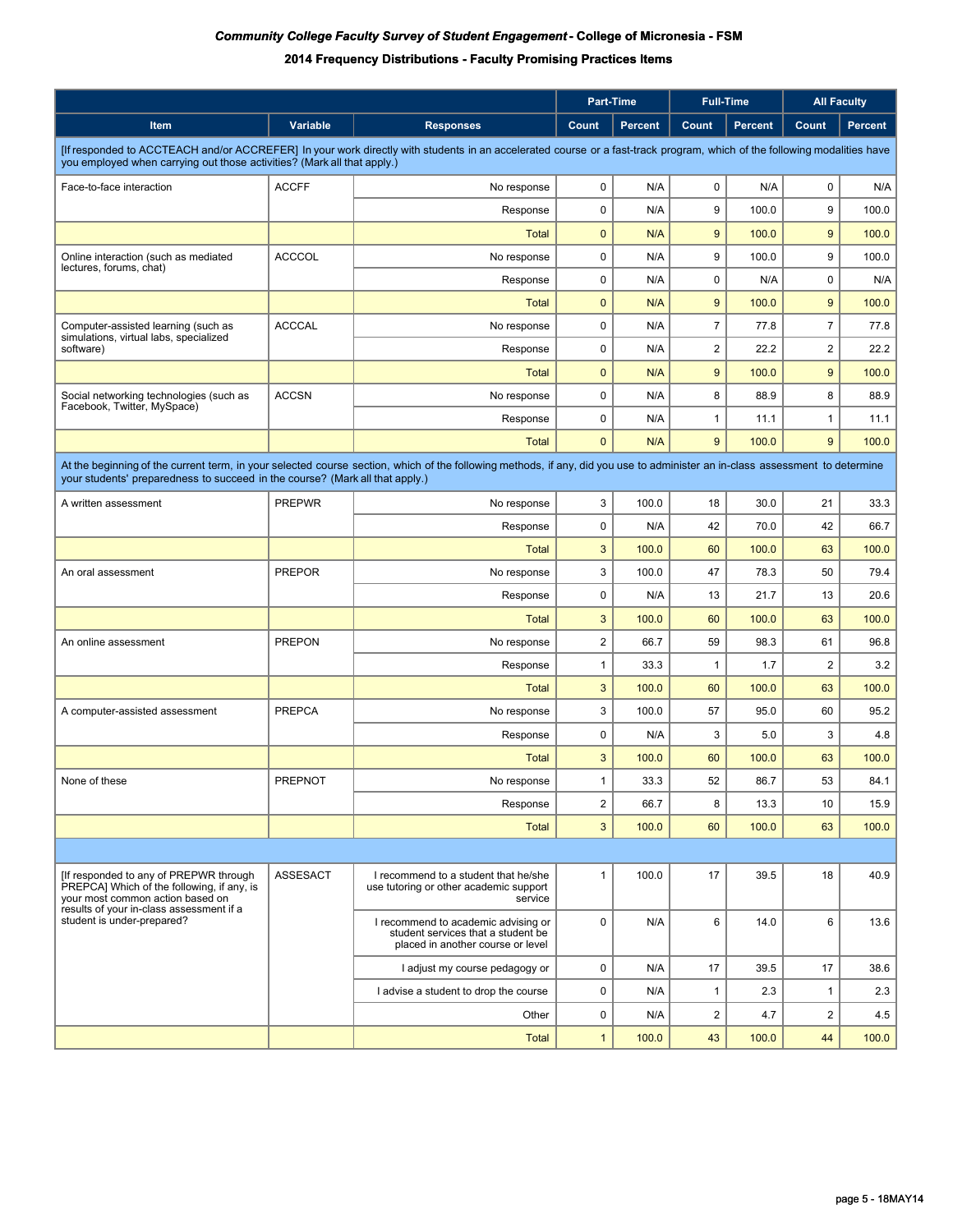***Community College Faculty Survey of Student Engagement*** **- College of Micronesia - FSM**

**2014 Frequency Distributions - Faculty Promising Practices Items**

| | | | Part-Time | | Full-Time | | All Faculty | |
|---|---|---|---|---|---|---|---|---|
| Item | Variable | Responses | Count | Percent | Count | Percent | Count | Percent |
| [If responded to ACCTEACH and/or ACCREFER] In your work directly with students in an accelerated course or a fast-track program, which of the following modalities have you employed when carrying out those activities? (Mark all that apply.) | | | | | | | | |
| Face-to-face interaction | ACCFF | No response | 0 | N/A | 0 | N/A | 0 | N/A |
| | | Response | 0 | N/A | 9 | 100.0 | 9 | 100.0 |
| | | Total | 0 | N/A | 9 | 100.0 | 9 | 100.0 |
| Online interaction (such as mediated lectures, forums, chat) | ACCCOL | No response | 0 | N/A | 9 | 100.0 | 9 | 100.0 |
| | | Response | 0 | N/A | 0 | N/A | 0 | N/A |
| | | Total | 0 | N/A | 9 | 100.0 | 9 | 100.0 |
| Computer-assisted learning (such as simulations, virtual labs, specialized software) | ACCCAL | No response | 0 | N/A | 7 | 77.8 | 7 | 77.8 |
| | | Response | 0 | N/A | 2 | 22.2 | 2 | 22.2 |
| | | Total | 0 | N/A | 9 | 100.0 | 9 | 100.0 |
| Social networking technologies (such as Facebook, Twitter, MySpace) | ACCSN | No response | 0 | N/A | 8 | 88.9 | 8 | 88.9 |
| | | Response | 0 | N/A | 1 | 11.1 | 1 | 11.1 |
| | | Total | 0 | N/A | 9 | 100.0 | 9 | 100.0 |
| At the beginning of the current term, in your selected course section, which of the following methods, if any, did you use to administer an in-class assessment to determine your students' preparedness to succeed in the course? (Mark all that apply.) | | | | | | | | |
| A written assessment | PREPWR | No response | 3 | 100.0 | 18 | 30.0 | 21 | 33.3 |
| | | Response | 0 | N/A | 42 | 70.0 | 42 | 66.7 |
| | | Total | 3 | 100.0 | 60 | 100.0 | 63 | 100.0 |
| An oral assessment | PREPOR | No response | 3 | 100.0 | 47 | 78.3 | 50 | 79.4 |
| | | Response | 0 | N/A | 13 | 21.7 | 13 | 20.6 |
| | | Total | 3 | 100.0 | 60 | 100.0 | 63 | 100.0 |
| An online assessment | PREPON | No response | 2 | 66.7 | 59 | 98.3 | 61 | 96.8 |
| | | Response | 1 | 33.3 | 1 | 1.7 | 2 | 3.2 |
| | | Total | 3 | 100.0 | 60 | 100.0 | 63 | 100.0 |
| A computer-assisted assessment | PREPCA | No response | 3 | 100.0 | 57 | 95.0 | 60 | 95.2 |
| | | Response | 0 | N/A | 3 | 5.0 | 3 | 4.8 |
| | | Total | 3 | 100.0 | 60 | 100.0 | 63 | 100.0 |
| None of these | PREPNOT | No response | 1 | 33.3 | 52 | 86.7 | 53 | 84.1 |
| | | Response | 2 | 66.7 | 8 | 13.3 | 10 | 15.9 |
| | | Total | 3 | 100.0 | 60 | 100.0 | 63 | 100.0 |
| | | | | | | | | |
| [If responded to any of PREPWR through PREPCA] Which of the following, if any, is your most common action based on results of your in-class assessment if a student is under-prepared? | ASSESACT | I recommend to a student that he/she use tutoring or other academic support service | 1 | 100.0 | 17 | 39.5 | 18 | 40.9 |
| | | I recommend to academic advising or student services that a student be placed in another course or level | 0 | N/A | 6 | 14.0 | 6 | 13.6 |
| | | I adjust my course pedagogy or | 0 | N/A | 17 | 39.5 | 17 | 38.6 |
| | | I advise a student to drop the course | 0 | N/A | 1 | 2.3 | 1 | 2.3 |
| | | Other | 0 | N/A | 2 | 4.7 | 2 | 4.5 |
| | | Total | 1 | 100.0 | 43 | 100.0 | 44 | 100.0 |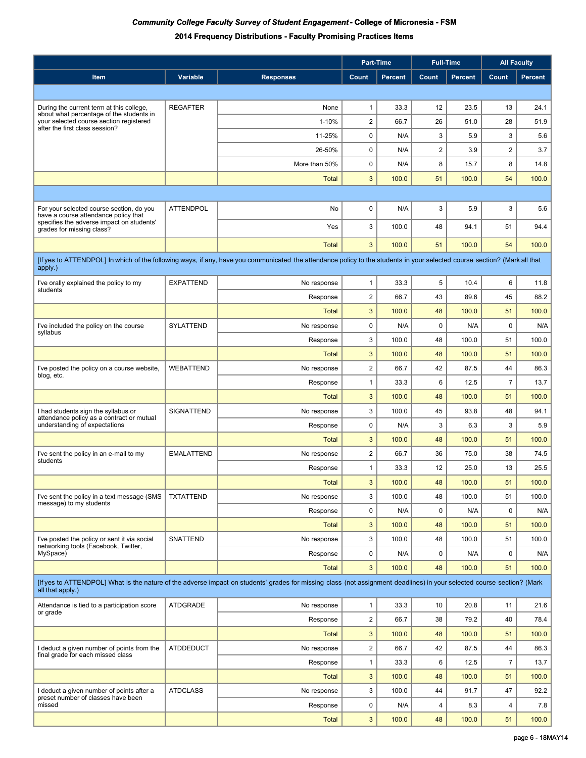# *Community College Faculty Survey of Student Engagement* - College of Micronesia - FSM

## 2014 Frequency Distributions - Faculty Promising Practices Items

| Item | Variable | Responses | Part-Time Count | Part-Time Percent | Full-Time Count | Full-Time Percent | All Faculty Count | All Faculty Percent |
|---|---|---|---|---|---|---|---|---|
| | | | | | | | | |
| During the current term at this college, about what percentage of the students in your selected course section registered after the first class session? | REGAFTER | None | 1 | 33.3 | 12 | 23.5 | 13 | 24.1 |
| | | 1-10% | 2 | 66.7 | 26 | 51.0 | 28 | 51.9 |
| | | 11-25% | 0 | N/A | 3 | 5.9 | 3 | 5.6 |
| | | 26-50% | 0 | N/A | 2 | 3.9 | 2 | 3.7 |
| | | More than 50% | 0 | N/A | 8 | 15.7 | 8 | 14.8 |
| | | Total | 3 | 100.0 | 51 | 100.0 | 54 | 100.0 |
| | | | | | | | | |
| For your selected course section, do you have a course attendance policy that specifies the adverse impact on students' grades for missing class? | ATTENDPOL | No | 0 | N/A | 3 | 5.9 | 3 | 5.6 |
| | | Yes | 3 | 100.0 | 48 | 94.1 | 51 | 94.4 |
| | | Total | 3 | 100.0 | 51 | 100.0 | 54 | 100.0 |
| [If yes to ATTENDPOL] In which of the following ways, if any, have you communicated the attendance policy to the students in your selected course section? (Mark all that apply.) | | | | | | | | |
| I've orally explained the policy to my students | EXPATTEND | No response | 1 | 33.3 | 5 | 10.4 | 6 | 11.8 |
| | | Response | 2 | 66.7 | 43 | 89.6 | 45 | 88.2 |
| | | Total | 3 | 100.0 | 48 | 100.0 | 51 | 100.0 |
| I've included the policy on the course syllabus | SYLATTEND | No response | 0 | N/A | 0 | N/A | 0 | N/A |
| | | Response | 3 | 100.0 | 48 | 100.0 | 51 | 100.0 |
| | | Total | 3 | 100.0 | 48 | 100.0 | 51 | 100.0 |
| I've posted the policy on a course website, blog, etc. | WEBATTEND | No response | 2 | 66.7 | 42 | 87.5 | 44 | 86.3 |
| | | Response | 1 | 33.3 | 6 | 12.5 | 7 | 13.7 |
| | | Total | 3 | 100.0 | 48 | 100.0 | 51 | 100.0 |
| I had students sign the syllabus or attendance policy as a contract or mutual understanding of expectations | SIGNATTEND | No response | 3 | 100.0 | 45 | 93.8 | 48 | 94.1 |
| | | Response | 0 | N/A | 3 | 6.3 | 3 | 5.9 |
| | | Total | 3 | 100.0 | 48 | 100.0 | 51 | 100.0 |
| I've sent the policy in an e-mail to my students | EMALATTEND | No response | 2 | 66.7 | 36 | 75.0 | 38 | 74.5 |
| | | Response | 1 | 33.3 | 12 | 25.0 | 13 | 25.5 |
| | | Total | 3 | 100.0 | 48 | 100.0 | 51 | 100.0 |
| I've sent the policy in a text message (SMS message) to my students | TXTATTEND | No response | 3 | 100.0 | 48 | 100.0 | 51 | 100.0 |
| | | Response | 0 | N/A | 0 | N/A | 0 | N/A |
| | | Total | 3 | 100.0 | 48 | 100.0 | 51 | 100.0 |
| I've posted the policy or sent it via social networking tools (Facebook, Twitter, MySpace) | SNATTEND | No response | 3 | 100.0 | 48 | 100.0 | 51 | 100.0 |
| | | Response | 0 | N/A | 0 | N/A | 0 | N/A |
| | | Total | 3 | 100.0 | 48 | 100.0 | 51 | 100.0 |
| [If yes to ATTENDPOL] What is the nature of the adverse impact on students' grades for missing class (not assignment deadlines) in your selected course section? (Mark all that apply.) | | | | | | | | |
| Attendance is tied to a participation score or grade | ATDGRADE | No response | 1 | 33.3 | 10 | 20.8 | 11 | 21.6 |
| | | Response | 2 | 66.7 | 38 | 79.2 | 40 | 78.4 |
| | | Total | 3 | 100.0 | 48 | 100.0 | 51 | 100.0 |
| I deduct a given number of points from the final grade for each missed class | ATDDEDUCT | No response | 2 | 66.7 | 42 | 87.5 | 44 | 86.3 |
| | | Response | 1 | 33.3 | 6 | 12.5 | 7 | 13.7 |
| | | Total | 3 | 100.0 | 48 | 100.0 | 51 | 100.0 |
| I deduct a given number of points after a preset number of classes have been missed | ATDCLASS | No response | 3 | 100.0 | 44 | 91.7 | 47 | 92.2 |
| | | Response | 0 | N/A | 4 | 8.3 | 4 | 7.8 |
| | | Total | 3 | 100.0 | 48 | 100.0 | 51 | 100.0 |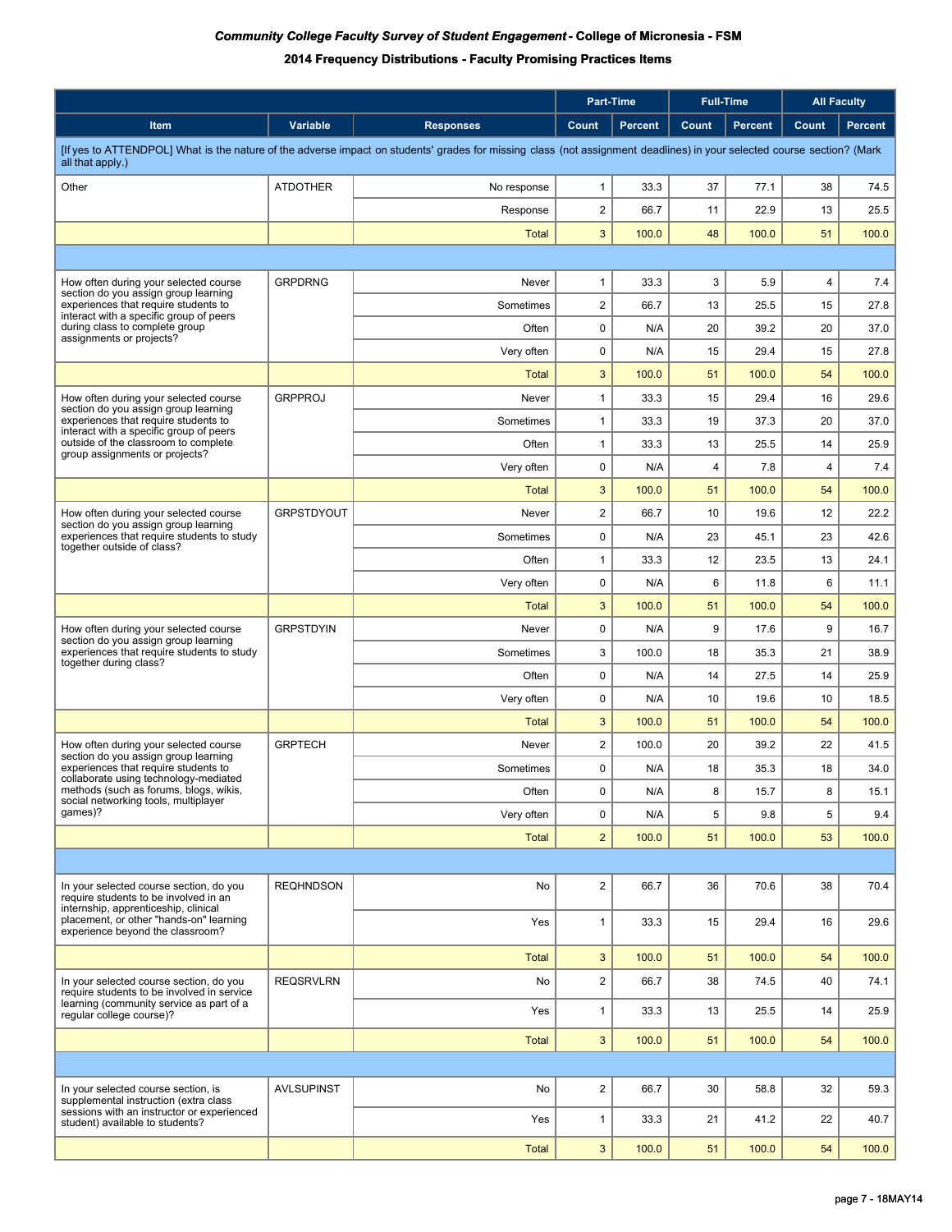***Community College Faculty Survey of Student Engagement* - College of Micronesia - FSM**

**2014 Frequency Distributions - Faculty Promising Practices Items**

| | | | Part-Time | | Full-Time | | All Faculty | |
|---|---|---|---|---|---|---|---|---|
| **Item** | **Variable** | **Responses** | **Count** | **Percent** | **Count** | **Percent** | **Count** | **Percent** |
| [If yes to ATTENDPOL] What is the nature of the adverse impact on students' grades for missing class (not assignment deadlines) in your selected course section? (Mark all that apply.) | | | | | | | | |
| Other | ATDOTHER | No response | 1 | 33.3 | 37 | 77.1 | 38 | 74.5 |
| | | Response | 2 | 66.7 | 11 | 22.9 | 13 | 25.5 |
| | | Total | 3 | 100.0 | 48 | 100.0 | 51 | 100.0 |
| | | | | | | | | |
| How often during your selected course section do you assign group learning experiences that require students to interact with a specific group of peers during class to complete group assignments or projects? | GRPDRNG | Never | 1 | 33.3 | 3 | 5.9 | 4 | 7.4 |
| | | Sometimes | 2 | 66.7 | 13 | 25.5 | 15 | 27.8 |
| | | Often | 0 | N/A | 20 | 39.2 | 20 | 37.0 |
| | | Very often | 0 | N/A | 15 | 29.4 | 15 | 27.8 |
| | | Total | 3 | 100.0 | 51 | 100.0 | 54 | 100.0 |
| How often during your selected course section do you assign group learning experiences that require students to interact with a specific group of peers outside of the classroom to complete group assignments or projects? | GRPPROJ | Never | 1 | 33.3 | 15 | 29.4 | 16 | 29.6 |
| | | Sometimes | 1 | 33.3 | 19 | 37.3 | 20 | 37.0 |
| | | Often | 1 | 33.3 | 13 | 25.5 | 14 | 25.9 |
| | | Very often | 0 | N/A | 4 | 7.8 | 4 | 7.4 |
| | | Total | 3 | 100.0 | 51 | 100.0 | 54 | 100.0 |
| How often during your selected course section do you assign group learning experiences that require students to study together outside of class? | GRPSTDYOUT | Never | 2 | 66.7 | 10 | 19.6 | 12 | 22.2 |
| | | Sometimes | 0 | N/A | 23 | 45.1 | 23 | 42.6 |
| | | Often | 1 | 33.3 | 12 | 23.5 | 13 | 24.1 |
| | | Very often | 0 | N/A | 6 | 11.8 | 6 | 11.1 |
| | | Total | 3 | 100.0 | 51 | 100.0 | 54 | 100.0 |
| How often during your selected course section do you assign group learning experiences that require students to study together during class? | GRPSTDYIN | Never | 0 | N/A | 9 | 17.6 | 9 | 16.7 |
| | | Sometimes | 3 | 100.0 | 18 | 35.3 | 21 | 38.9 |
| | | Often | 0 | N/A | 14 | 27.5 | 14 | 25.9 |
| | | Very often | 0 | N/A | 10 | 19.6 | 10 | 18.5 |
| | | Total | 3 | 100.0 | 51 | 100.0 | 54 | 100.0 |
| How often during your selected course section do you assign group learning experiences that require students to collaborate using technology-mediated methods (such as forums, blogs, wikis, social networking tools, multiplayer games)? | GRPTECH | Never | 2 | 100.0 | 20 | 39.2 | 22 | 41.5 |
| | | Sometimes | 0 | N/A | 18 | 35.3 | 18 | 34.0 |
| | | Often | 0 | N/A | 8 | 15.7 | 8 | 15.1 |
| | | Very often | 0 | N/A | 5 | 9.8 | 5 | 9.4 |
| | | Total | 2 | 100.0 | 51 | 100.0 | 53 | 100.0 |
| | | | | | | | | |
| In your selected course section, do you require students to be involved in an internship, apprenticeship, clinical placement, or other "hands-on" learning experience beyond the classroom? | REQHNDSON | No | 2 | 66.7 | 36 | 70.6 | 38 | 70.4 |
| | | Yes | 1 | 33.3 | 15 | 29.4 | 16 | 29.6 |
| | | Total | 3 | 100.0 | 51 | 100.0 | 54 | 100.0 |
| In your selected course section, do you require students to be involved in service learning (community service as part of a regular college course)? | REQSRVLRN | No | 2 | 66.7 | 38 | 74.5 | 40 | 74.1 |
| | | Yes | 1 | 33.3 | 13 | 25.5 | 14 | 25.9 |
| | | Total | 3 | 100.0 | 51 | 100.0 | 54 | 100.0 |
| | | | | | | | | |
| In your selected course section, is supplemental instruction (extra class sessions with an instructor or experienced student) available to students? | AVLSUPINST | No | 2 | 66.7 | 30 | 58.8 | 32 | 59.3 |
| | | Yes | 1 | 33.3 | 21 | 41.2 | 22 | 40.7 |
| | | Total | 3 | 100.0 | 51 | 100.0 | 54 | 100.0 |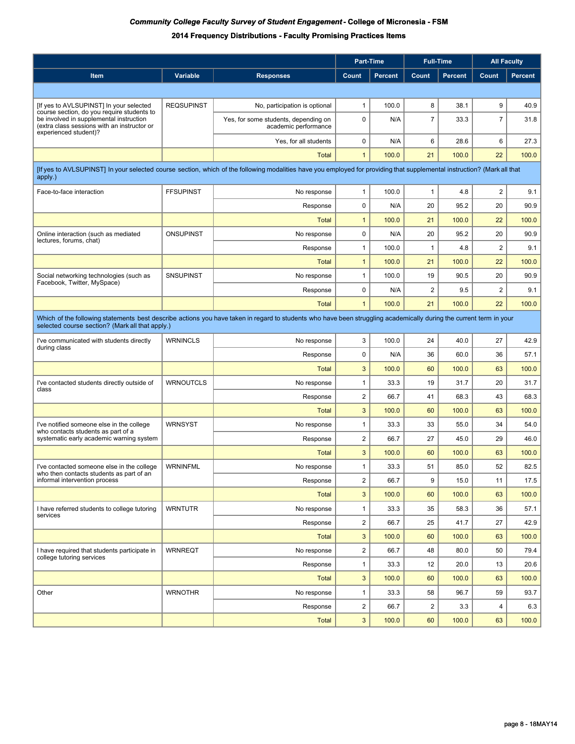***Community College Faculty Survey of Student Engagement* - College of Micronesia - FSM**

**2014 Frequency Distributions - Faculty Promising Practices Items**

| | | | Part-Time | | Full-Time | | All Faculty | |
|---|---|---|---|---|---|---|---|---|
| **Item** | **Variable** | **Responses** | **Count** | **Percent** | **Count** | **Percent** | **Count** | **Percent** |
| | | | | | | | | |
| [If yes to AVLSUPINST] In your selected course section, do you require students to be involved in supplemental instruction (extra class sessions with an instructor or experienced student)? | REQSUPINST | No, participation is optional | 1 | 100.0 | 8 | 38.1 | 9 | 40.9 |
| | | Yes, for some students, depending on academic performance | 0 | N/A | 7 | 33.3 | 7 | 31.8 |
| | | Yes, for all students | 0 | N/A | 6 | 28.6 | 6 | 27.3 |
| | | Total | 1 | 100.0 | 21 | 100.0 | 22 | 100.0 |
| [If yes to AVLSUPINST] In your selected course section, which of the following modalities have you employed for providing that supplemental instruction? (Mark all that apply.) | | | | | | | | |
| Face-to-face interaction | FFSUPINST | No response | 1 | 100.0 | 1 | 4.8 | 2 | 9.1 |
| | | Response | 0 | N/A | 20 | 95.2 | 20 | 90.9 |
| | | Total | 1 | 100.0 | 21 | 100.0 | 22 | 100.0 |
| Online interaction (such as mediated lectures, forums, chat) | ONSUPINST | No response | 0 | N/A | 20 | 95.2 | 20 | 90.9 |
| | | Response | 1 | 100.0 | 1 | 4.8 | 2 | 9.1 |
| | | Total | 1 | 100.0 | 21 | 100.0 | 22 | 100.0 |
| Social networking technologies (such as Facebook, Twitter, MySpace) | SNSUPINST | No response | 1 | 100.0 | 19 | 90.5 | 20 | 90.9 |
| | | Response | 0 | N/A | 2 | 9.5 | 2 | 9.1 |
| | | Total | 1 | 100.0 | 21 | 100.0 | 22 | 100.0 |
| Which of the following statements best describe actions you have taken in regard to students who have been struggling academically during the current term in your selected course section? (Mark all that apply.) | | | | | | | | |
| I've communicated with students directly during class | WRNINCLS | No response | 3 | 100.0 | 24 | 40.0 | 27 | 42.9 |
| | | Response | 0 | N/A | 36 | 60.0 | 36 | 57.1 |
| | | Total | 3 | 100.0 | 60 | 100.0 | 63 | 100.0 |
| I've contacted students directly outside of class | WRNOUTCLS | No response | 1 | 33.3 | 19 | 31.7 | 20 | 31.7 |
| | | Response | 2 | 66.7 | 41 | 68.3 | 43 | 68.3 |
| | | Total | 3 | 100.0 | 60 | 100.0 | 63 | 100.0 |
| I've notified someone else in the college who contacts students as part of a systematic early academic warning system | WRNSYST | No response | 1 | 33.3 | 33 | 55.0 | 34 | 54.0 |
| | | Response | 2 | 66.7 | 27 | 45.0 | 29 | 46.0 |
| | | Total | 3 | 100.0 | 60 | 100.0 | 63 | 100.0 |
| I've contacted someone else in the college who then contacts students as part of an informal intervention process | WRNINFML | No response | 1 | 33.3 | 51 | 85.0 | 52 | 82.5 |
| | | Response | 2 | 66.7 | 9 | 15.0 | 11 | 17.5 |
| | | Total | 3 | 100.0 | 60 | 100.0 | 63 | 100.0 |
| I have referred students to college tutoring services | WRNTUTR | No response | 1 | 33.3 | 35 | 58.3 | 36 | 57.1 |
| | | Response | 2 | 66.7 | 25 | 41.7 | 27 | 42.9 |
| | | Total | 3 | 100.0 | 60 | 100.0 | 63 | 100.0 |
| I have required that students participate in college tutoring services | WRNREQT | No response | 2 | 66.7 | 48 | 80.0 | 50 | 79.4 |
| | | Response | 1 | 33.3 | 12 | 20.0 | 13 | 20.6 |
| | | Total | 3 | 100.0 | 60 | 100.0 | 63 | 100.0 |
| Other | WRNOTHR | No response | 1 | 33.3 | 58 | 96.7 | 59 | 93.7 |
| | | Response | 2 | 66.7 | 2 | 3.3 | 4 | 6.3 |
| | | Total | 3 | 100.0 | 60 | 100.0 | 63 | 100.0 |